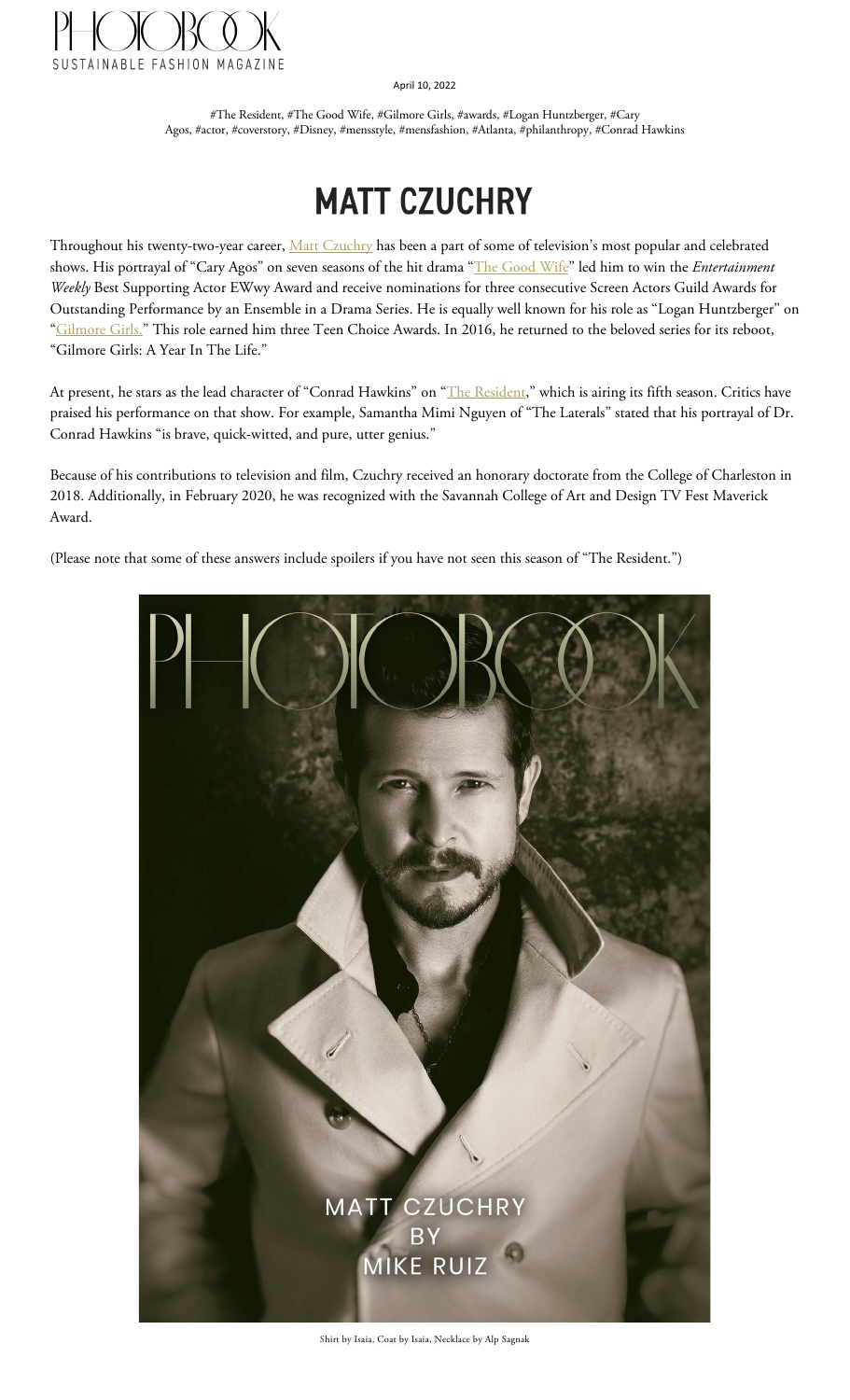PHOTOBOOK

SUSTAINABLE FASHION MAGAZINE

April 10, 2022

#The Resident, #The Good Wife, #Gilmore Girls, #awards, #Logan Huntzberger, #Cary Agos, #actor, #coverstory, #Disney, #mensstyle, #mensfashion, #Atlanta, #philanthropy, #Conrad Hawkins

# MATT CZUCHRY

Throughout his twenty-two-year career, Matt Czuchry has been a part of some of television's most popular and celebrated shows. His portrayal of "Cary Agos" on seven seasons of the hit drama "The Good Wife" led him to win the *Entertainment Weekly* Best Supporting Actor EWwy Award and receive nominations for three consecutive Screen Actors Guild Awards for Outstanding Performance by an Ensemble in a Drama Series. He is equally well known for his role as "Logan Huntzberger" on "Gilmore Girls." This role earned him three Teen Choice Awards. In 2016, he returned to the beloved series for its reboot, "Gilmore Girls: A Year In The Life."

At present, he stars as the lead character of "Conrad Hawkins" on "The Resident," which is airing its fifth season. Critics have praised his performance on that show. For example, Samantha Mimi Nguyen of "The Laterals" stated that his portrayal of Dr. Conrad Hawkins "is brave, quick-witted, and pure, utter genius."

Because of his contributions to television and film, Czuchry received an honorary doctorate from the College of Charleston in 2018. Additionally, in February 2020, he was recognized with the Savannah College of Art and Design TV Fest Maverick Award.

(Please note that some of these answers include spoilers if you have not seen this season of "The Resident.")

MATT CZUCHRY BY MIKE RUIZ

Shirt by Isaia, Coat by Isaia, Necklace by Alp Sagnak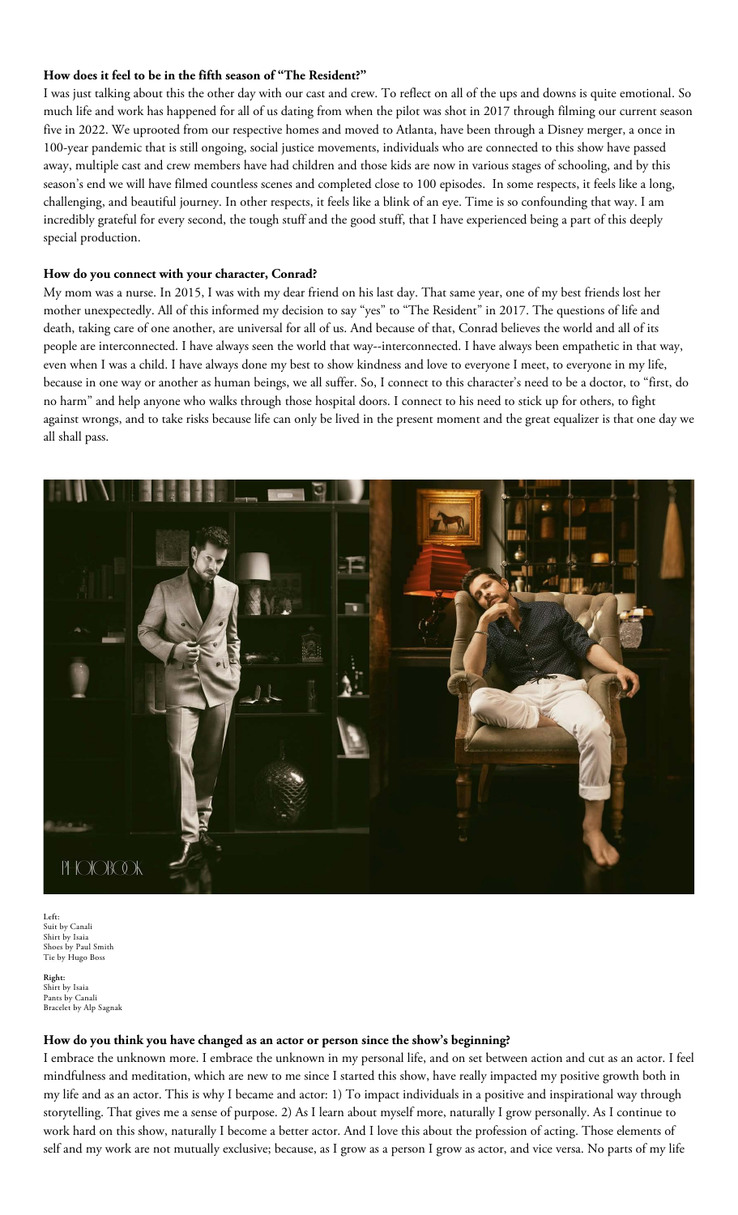**How does it feel to be in the fifth season of "The Resident?"**

I was just talking about this the other day with our cast and crew. To reflect on all of the ups and downs is quite emotional. So much life and work has happened for all of us dating from when the pilot was shot in 2017 through filming our current season five in 2022. We uprooted from our respective homes and moved to Atlanta, have been through a Disney merger, a once in 100-year pandemic that is still ongoing, social justice movements, individuals who are connected to this show have passed away, multiple cast and crew members have had children and those kids are now in various stages of schooling, and by this season's end we will have filmed countless scenes and completed close to 100 episodes. In some respects, it feels like a long, challenging, and beautiful journey. In other respects, it feels like a blink of an eye. Time is so confounding that way. I am incredibly grateful for every second, the tough stuff and the good stuff, that I have experienced being a part of this deeply special production.

**How do you connect with your character, Conrad?**

My mom was a nurse. In 2015, I was with my dear friend on his last day. That same year, one of my best friends lost her mother unexpectedly. All of this informed my decision to say "yes" to "The Resident" in 2017. The questions of life and death, taking care of one another, are universal for all of us. And because of that, Conrad believes the world and all of its people are interconnected. I have always seen the world that way--interconnected. I have always been empathetic in that way, even when I was a child. I have always done my best to show kindness and love to everyone I meet, to everyone in my life, because in one way or another as human beings, we all suffer. So, I connect to this character's need to be a doctor, to "first, do no harm" and help anyone who walks through those hospital doors. I connect to his need to stick up for others, to fight against wrongs, and to take risks because life can only be lived in the present moment and the great equalizer is that one day we all shall pass.

PHOTOBOOK

**Left:**
Suit by Canali
Shirt by Isaia
Shoes by Paul Smith
Tie by Hugo Boss

**Right:**
Shirt by Isaia
Pants by Canali
Bracelet by Alp Sagnak

**How do you think you have changed as an actor or person since the show's beginning?**

I embrace the unknown more. I embrace the unknown in my personal life, and on set between action and cut as an actor. I feel mindfulness and meditation, which are new to me since I started this show, have really impacted my positive growth both in my life and as an actor. This is why I became and actor: 1) To impact individuals in a positive and inspirational way through storytelling. That gives me a sense of purpose. 2) As I learn about myself more, naturally I grow personally. As I continue to work hard on this show, naturally I become a better actor. And I love this about the profession of acting. Those elements of self and my work are not mutually exclusive; because, as I grow as a person I grow as actor, and vice versa. No parts of my life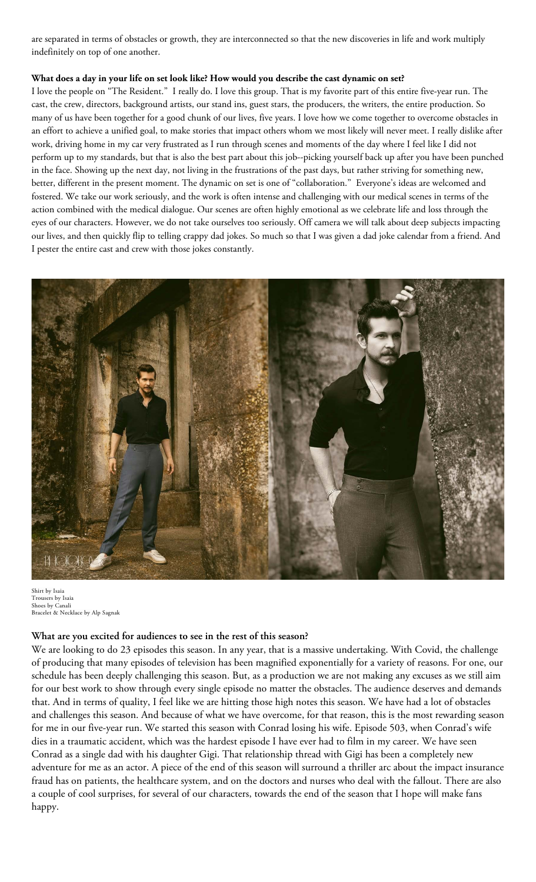are separated in terms of obstacles or growth, they are interconnected so that the new discoveries in life and work multiply indefinitely on top of one another.

**What does a day in your life on set look like? How would you describe the cast dynamic on set?**

I love the people on "The Resident." I really do. I love this group. That is my favorite part of this entire five-year run. The cast, the crew, directors, background artists, our stand ins, guest stars, the producers, the writers, the entire production. So many of us have been together for a good chunk of our lives, five years. I love how we come together to overcome obstacles in an effort to achieve a unified goal, to make stories that impact others whom we most likely will never meet. I really dislike after work, driving home in my car very frustrated as I run through scenes and moments of the day where I feel like I did not perform up to my standards, but that is also the best part about this job--picking yourself back up after you have been punched in the face. Showing up the next day, not living in the frustrations of the past days, but rather striving for something new, better, different in the present moment. The dynamic on set is one of "collaboration." Everyone's ideas are welcomed and fostered. We take our work seriously, and the work is often intense and challenging with our medical scenes in terms of the action combined with the medical dialogue. Our scenes are often highly emotional as we celebrate life and loss through the eyes of our characters. However, we do not take ourselves too seriously. Off camera we will talk about deep subjects impacting our lives, and then quickly flip to telling crappy dad jokes. So much so that I was given a dad joke calendar from a friend. And I pester the entire cast and crew with those jokes constantly.

Shirt by Isaia
Trousers by Isaia
Shoes by Canali
Bracelet & Necklace by Alp Sagnak

**What are you excited for audiences to see in the rest of this season?**

We are looking to do 23 episodes this season. In any year, that is a massive undertaking. With Covid, the challenge of producing that many episodes of television has been magnified exponentially for a variety of reasons. For one, our schedule has been deeply challenging this season. But, as a production we are not making any excuses as we still aim for our best work to show through every single episode no matter the obstacles. The audience deserves and demands that. And in terms of quality, I feel like we are hitting those high notes this season. We have had a lot of obstacles and challenges this season. And because of what we have overcome, for that reason, this is the most rewarding season for me in our five-year run. We started this season with Conrad losing his wife. Episode 503, when Conrad's wife dies in a traumatic accident, which was the hardest episode I have ever had to film in my career. We have seen Conrad as a single dad with his daughter Gigi. That relationship thread with Gigi has been a completely new adventure for me as an actor. A piece of the end of this season will surround a thriller arc about the impact insurance fraud has on patients, the healthcare system, and on the doctors and nurses who deal with the fallout. There are also a couple of cool surprises, for several of our characters, towards the end of the season that I hope will make fans happy.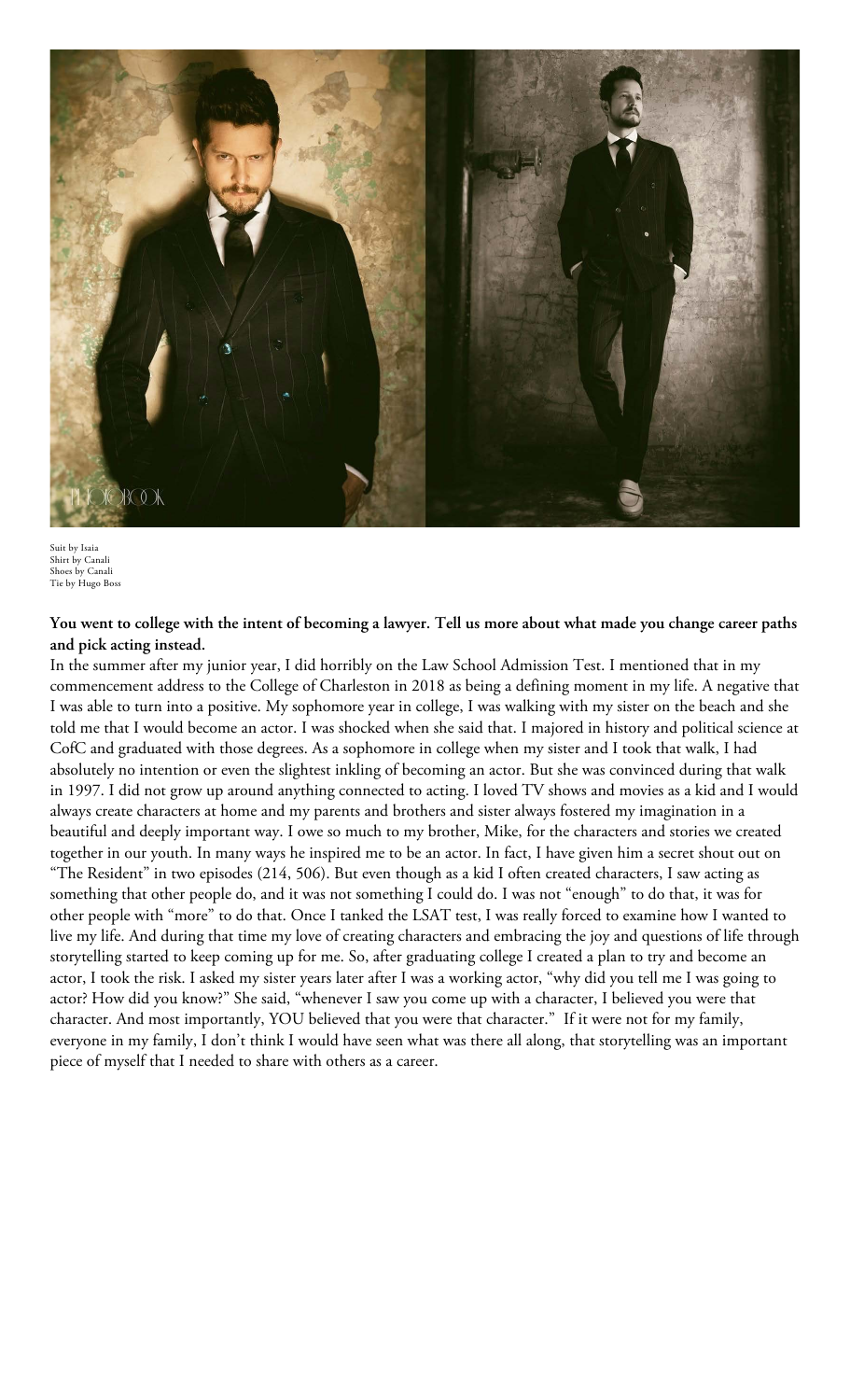Suit by Isaia
Shirt by Canali
Shoes by Canali
Tie by Hugo Boss

**You went to college with the intent of becoming a lawyer. Tell us more about what made you change career paths and pick acting instead.**

In the summer after my junior year, I did horribly on the Law School Admission Test. I mentioned that in my commencement address to the College of Charleston in 2018 as being a defining moment in my life. A negative that I was able to turn into a positive. My sophomore year in college, I was walking with my sister on the beach and she told me that I would become an actor. I was shocked when she said that. I majored in history and political science at CofC and graduated with those degrees. As a sophomore in college when my sister and I took that walk, I had absolutely no intention or even the slightest inkling of becoming an actor. But she was convinced during that walk in 1997. I did not grow up around anything connected to acting. I loved TV shows and movies as a kid and I would always create characters at home and my parents and brothers and sister always fostered my imagination in a beautiful and deeply important way. I owe so much to my brother, Mike, for the characters and stories we created together in our youth. In many ways he inspired me to be an actor. In fact, I have given him a secret shout out on "The Resident" in two episodes (214, 506). But even though as a kid I often created characters, I saw acting as something that other people do, and it was not something I could do. I was not "enough" to do that, it was for other people with "more" to do that. Once I tanked the LSAT test, I was really forced to examine how I wanted to live my life. And during that time my love of creating characters and embracing the joy and questions of life through storytelling started to keep coming up for me. So, after graduating college I created a plan to try and become an actor, I took the risk. I asked my sister years later after I was a working actor, "why did you tell me I was going to actor? How did you know?" She said, "whenever I saw you come up with a character, I believed you were that character. And most importantly, YOU believed that you were that character." If it were not for my family, everyone in my family, I don't think I would have seen what was there all along, that storytelling was an important piece of myself that I needed to share with others as a career.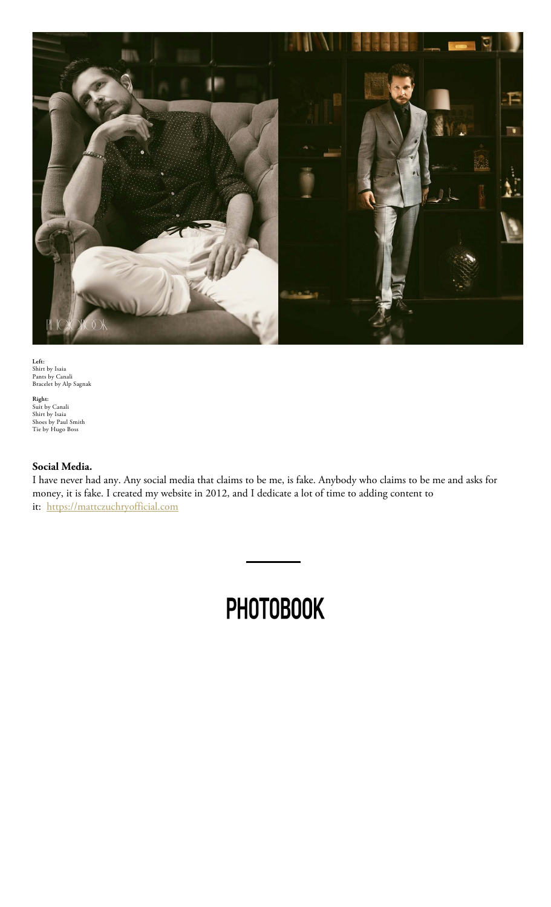**Left:**
Shirt by Isaia
Pants by Canali
Bracelet by Alp Sagnak

**Right:**
Suit by Canali
Shirt by Isaia
Shoes by Paul Smith
Tie by Hugo Boss

**Social Media.**

I have never had any. Any social media that claims to be me, is fake. Anybody who claims to be me and asks for money, it is fake. I created my website in 2012, and I dedicate a lot of time to adding content to it: [https://mattczuchryofficial.com](https://mattczuchryofficial.com)

# PHOTOBOOK